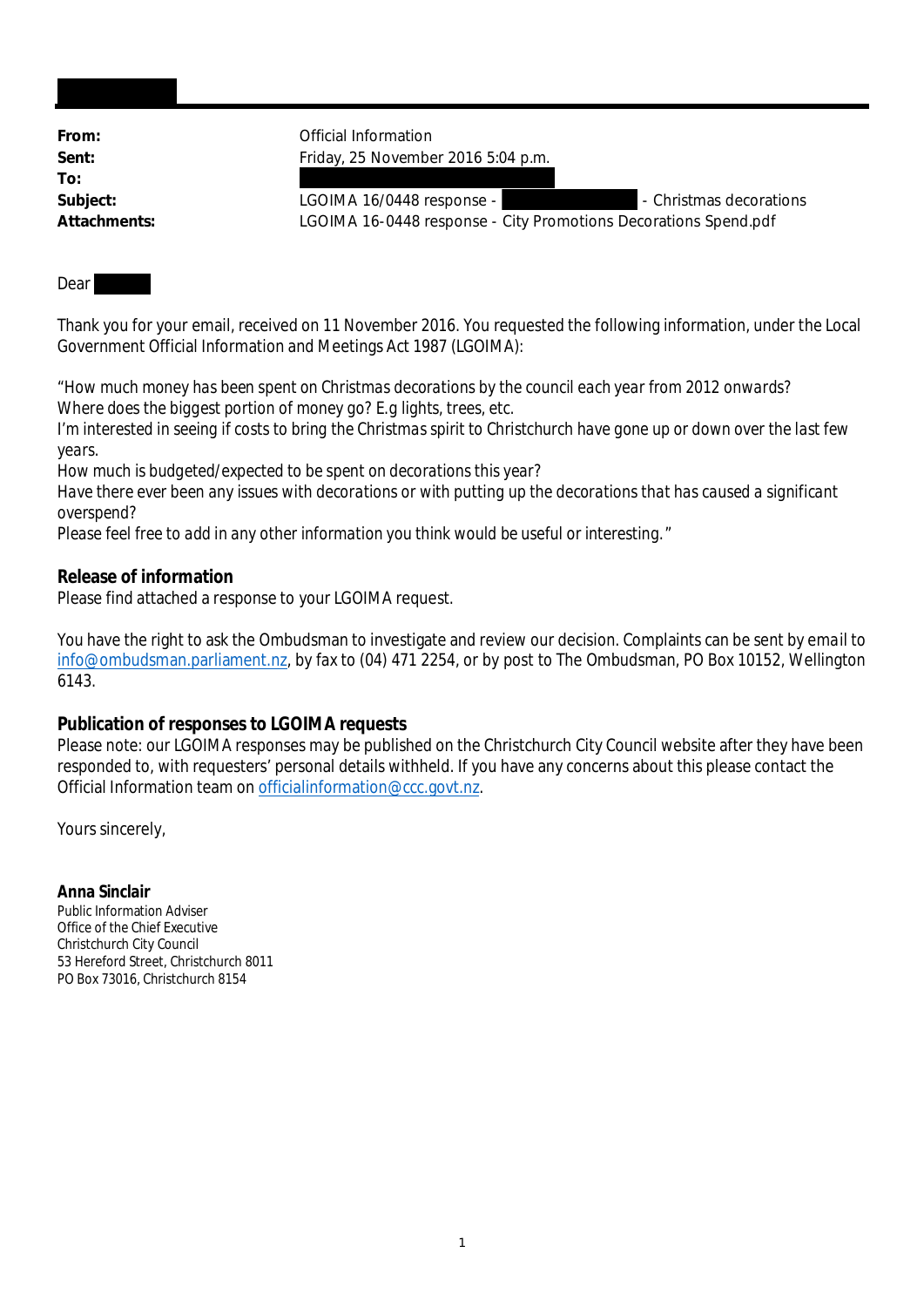| | |
|---|---|
| **From:** | Official Information |
| **Sent:** | Friday, 25 November 2016 5:04 p.m. |
| **To:** | |
| **Subject:** | LGOIMA 16/0448 response - - Christmas decorations |
| **Attachments:** | LGOIMA 16-0448 response - City Promotions Decorations Spend.pdf |

Dear

Thank you for your email, received on 11 November 2016. You requested the following information, under the Local Government Official Information and Meetings Act 1987 (LGOIMA):

*"How much money has been spent on Christmas decorations by the council each year from 2012 onwards? Where does the biggest portion of money go? E.g lights, trees, etc.*
*I'm interested in seeing if costs to bring the Christmas spirit to Christchurch have gone up or down over the last few years.*
*How much is budgeted/expected to be spent on decorations this year?*
*Have there ever been any issues with decorations or with putting up the decorations that has caused a significant overspend?*
*Please feel free to add in any other information you think would be useful or interesting."*

**Release of information**
Please find attached a response to your LGOIMA request.

You have the right to ask the Ombudsman to investigate and review our decision. Complaints can be sent by email to info@ombudsman.parliament.nz, by fax to (04) 471 2254, or by post to The Ombudsman, PO Box 10152, Wellington 6143.

**Publication of responses to LGOIMA requests**
Please note: our LGOIMA responses may be published on the Christchurch City Council website after they have been responded to, with requesters' personal details withheld. If you have any concerns about this please contact the Official Information team on officialinformation@ccc.govt.nz.

Yours sincerely,

**Anna Sinclair**
Public Information Adviser
Office of the Chief Executive
Christchurch City Council
53 Hereford Street, Christchurch 8011
PO Box 73016, Christchurch 8154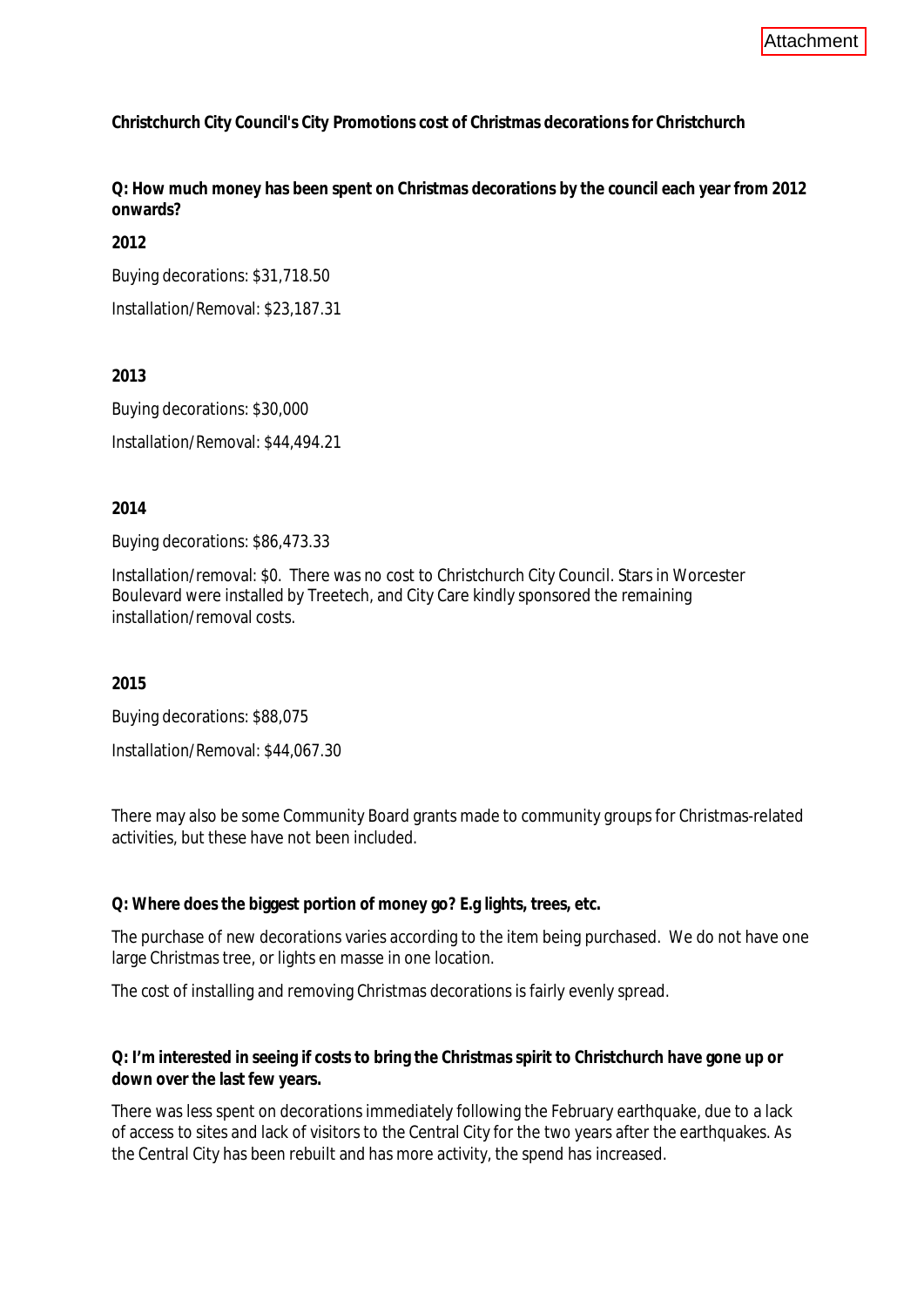Attachment

**Christchurch City Council's City Promotions cost of Christmas decorations for Christchurch**

**Q: How much money has been spent on Christmas decorations by the council each year from 2012 onwards?**

**2012**

Buying decorations: $31,718.50

Installation/Removal: $23,187.31

**2013**

Buying decorations: $30,000

Installation/Removal: $44,494.21

**2014**

Buying decorations: $86,473.33

Installation/removal: $0. There was no cost to Christchurch City Council. Stars in Worcester Boulevard were installed by Treetech, and City Care kindly sponsored the remaining installation/removal costs.

**2015**

Buying decorations: $88,075

Installation/Removal: $44,067.30

There may also be some Community Board grants made to community groups for Christmas-related activities, but these have not been included.

**Q: Where does the biggest portion of money go? E.g lights, trees, etc.**

The purchase of new decorations varies according to the item being purchased. We do not have one large Christmas tree, or lights en masse in one location.

The cost of installing and removing Christmas decorations is fairly evenly spread.

**Q: I'm interested in seeing if costs to bring the Christmas spirit to Christchurch have gone up or down over the last few years.**

There was less spent on decorations immediately following the February earthquake, due to a lack of access to sites and lack of visitors to the Central City for the two years after the earthquakes. As the Central City has been rebuilt and has more activity, the spend has increased.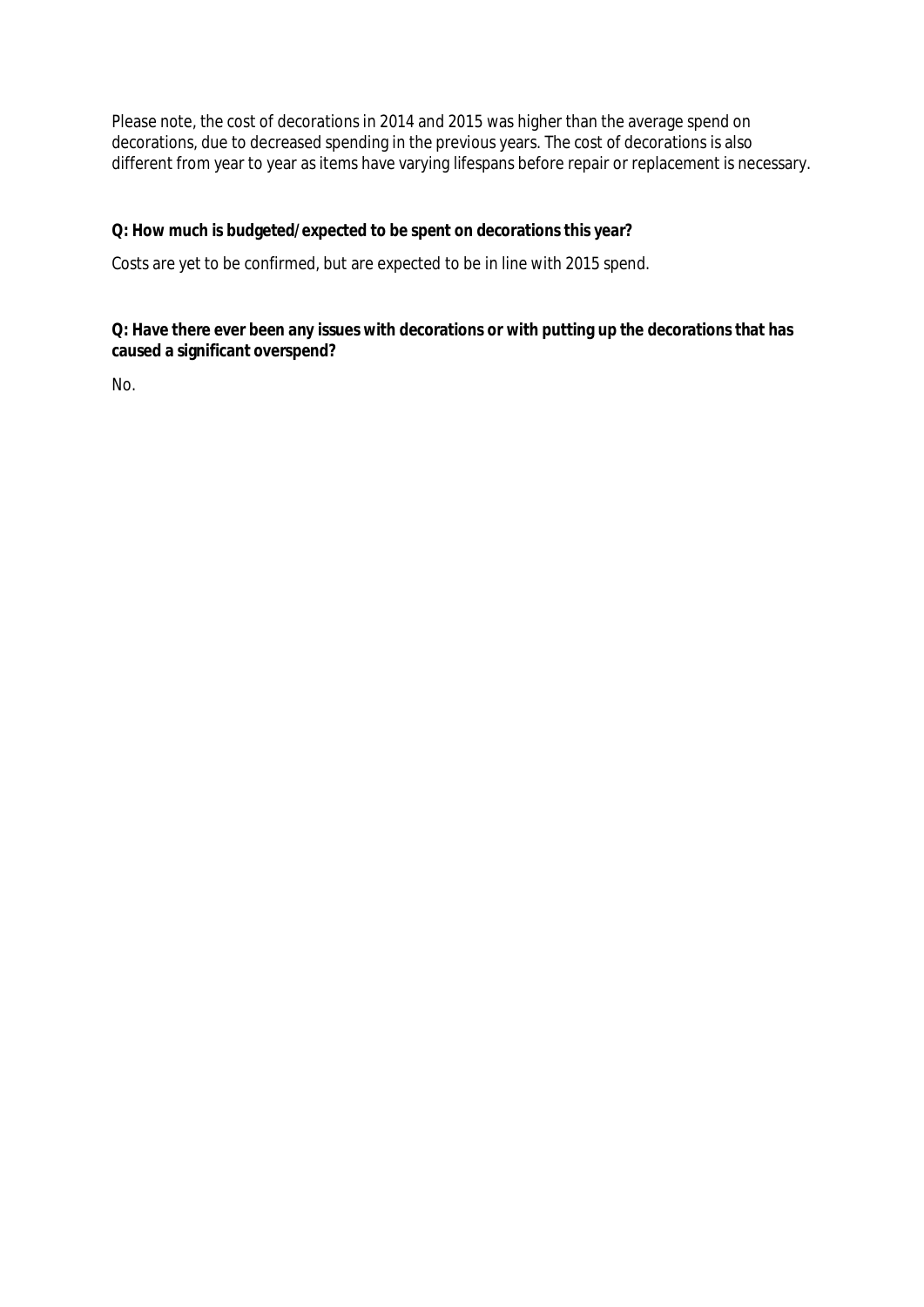Please note, the cost of decorations in 2014 and 2015 was higher than the average spend on decorations, due to decreased spending in the previous years. The cost of decorations is also different from year to year as items have varying lifespans before repair or replacement is necessary.

**Q: How much is budgeted/expected to be spent on decorations this year?**

Costs are yet to be confirmed, but are expected to be in line with 2015 spend.

**Q: Have there ever been any issues with decorations or with putting up the decorations that has caused a significant overspend?**

No.